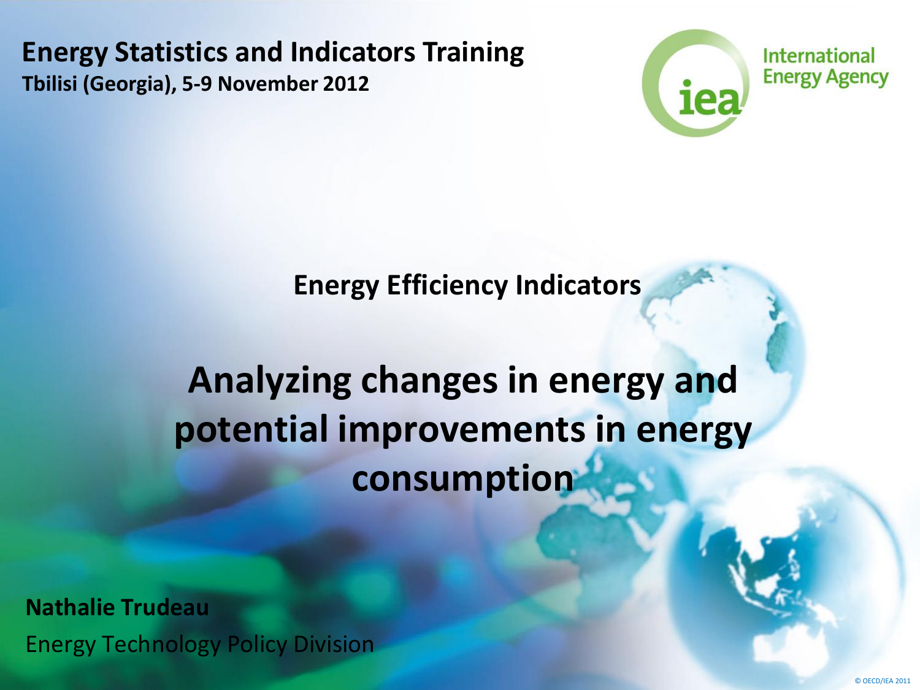**Energy Statistics and Indicators Training**

**Tbilisi (Georgia), 5-9 November 2012**

International Energy Agency

### Energy Efficiency Indicators

# Analyzing changes in energy and potential improvements in energy consumption

**Nathalie Trudeau**

Energy Technology Policy Division

© OECD/IEA 2011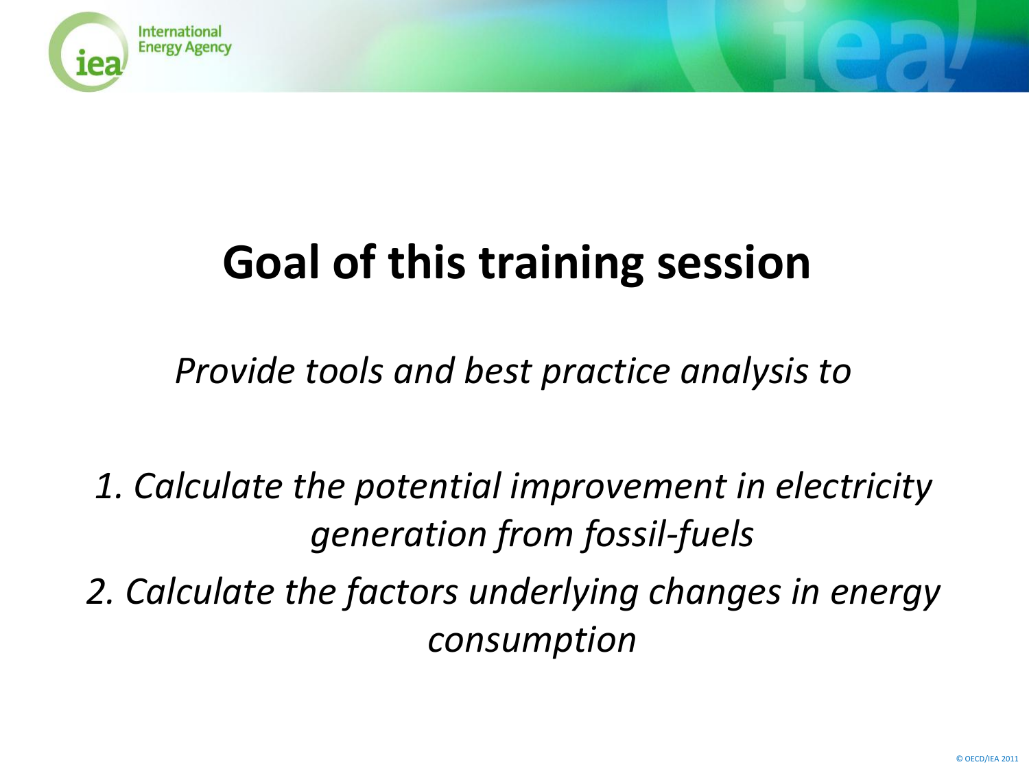# Goal of this training session

*Provide tools and best practice analysis to*

*1. Calculate the potential improvement in electricity generation from fossil-fuels*

*2. Calculate the factors underlying changes in energy consumption*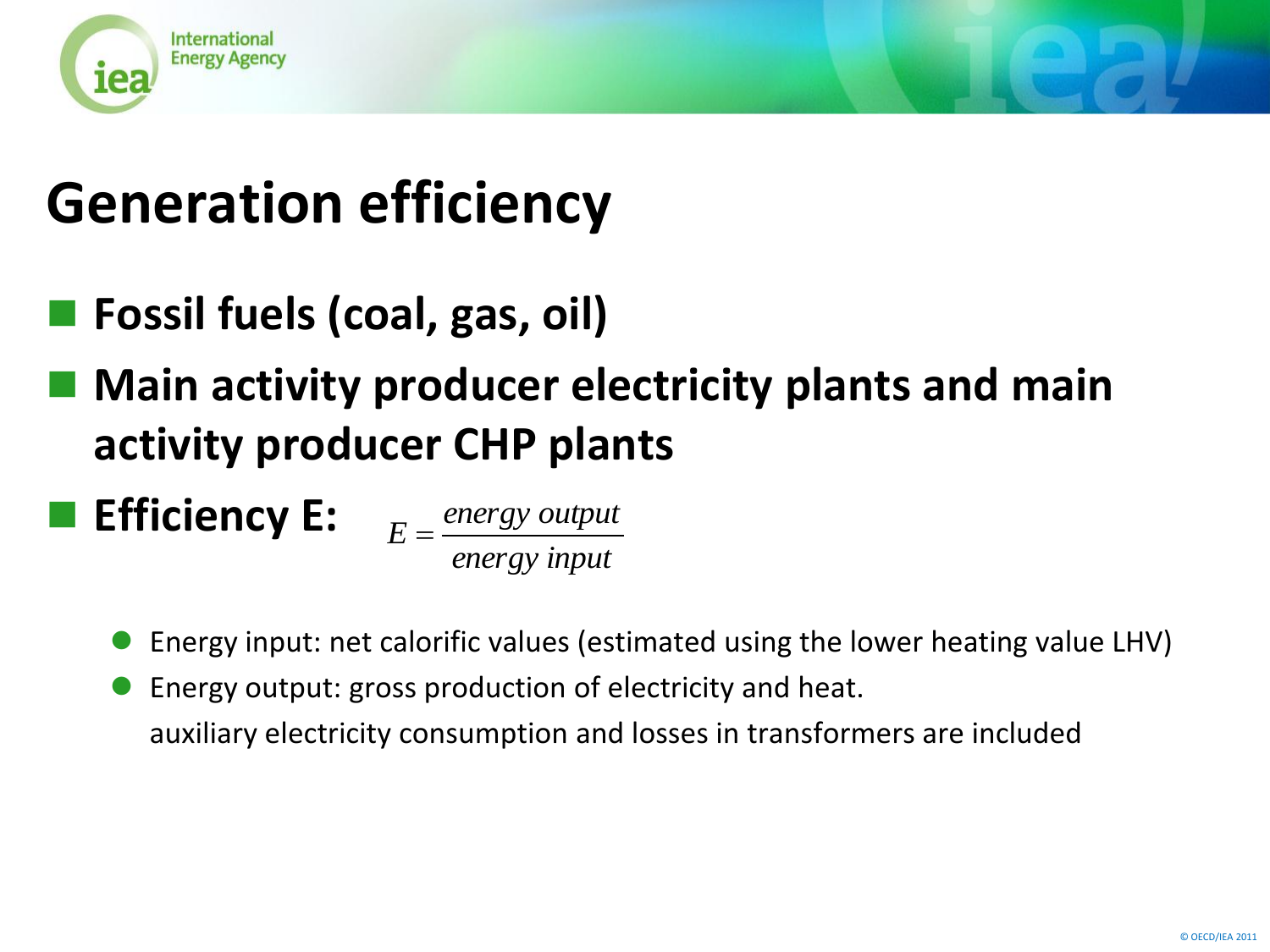# Generation efficiency

- **Fossil fuels (coal, gas, oil)**
- **Main activity producer electricity plants and main activity producer CHP plants**
- **Efficiency E:** $E = \frac{energy\ output}{energy\ input}$
  - Energy input: net calorific values (estimated using the lower heating value LHV)
  - Energy output: gross production of electricity and heat.

    auxiliary electricity consumption and losses in transformers are included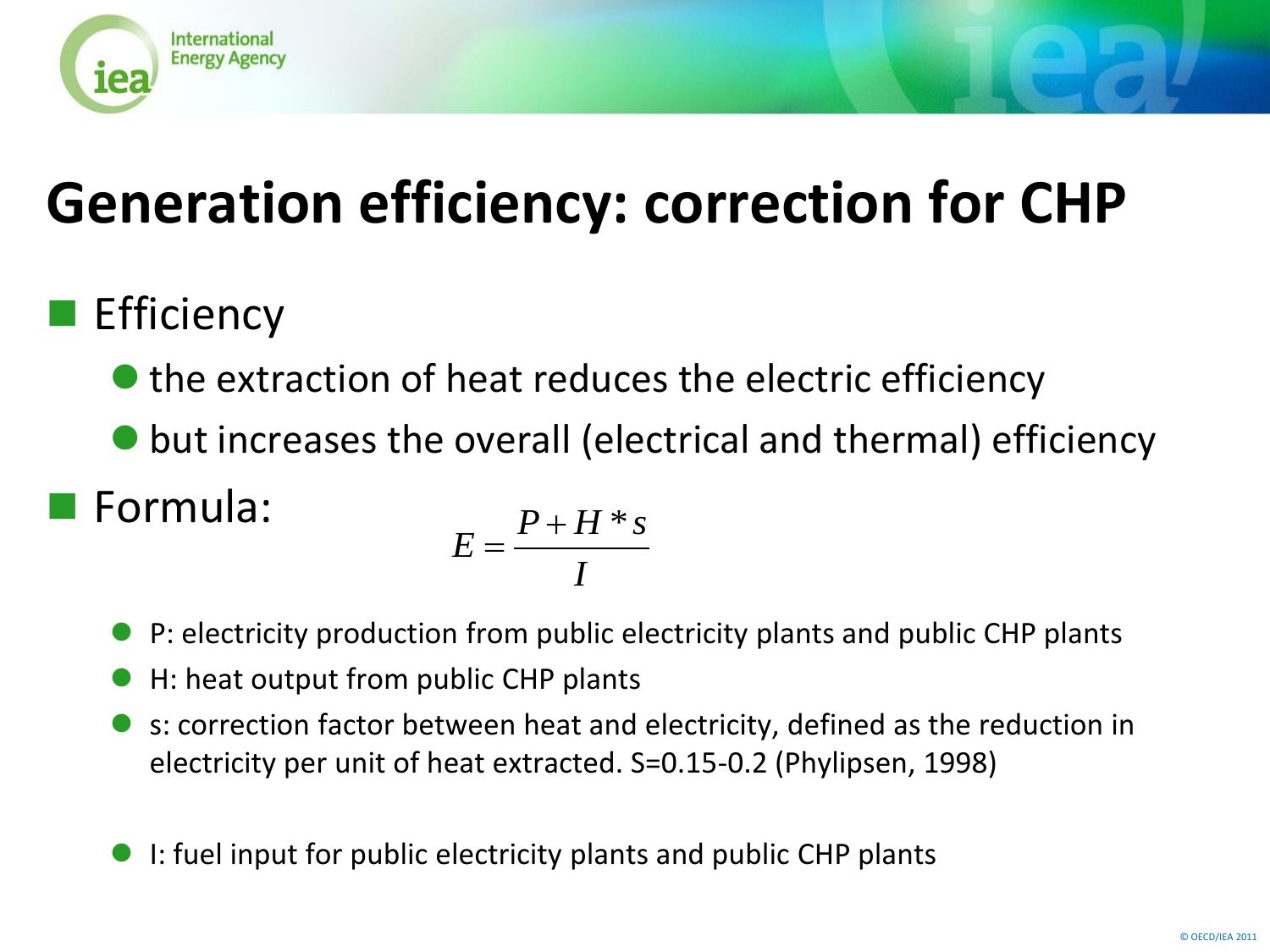# Generation efficiency: correction for CHP

- Efficiency
  - the extraction of heat reduces the electric efficiency
  - but increases the overall (electrical and thermal) efficiency
- Formula:

$$E = \frac{P + H * s}{I}$$

  - P: electricity production from public electricity plants and public CHP plants
  - H: heat output from public CHP plants
  - s: correction factor between heat and electricity, defined as the reduction in electricity per unit of heat extracted. S=0.15-0.2 (Phylipsen, 1998)
  - I: fuel input for public electricity plants and public CHP plants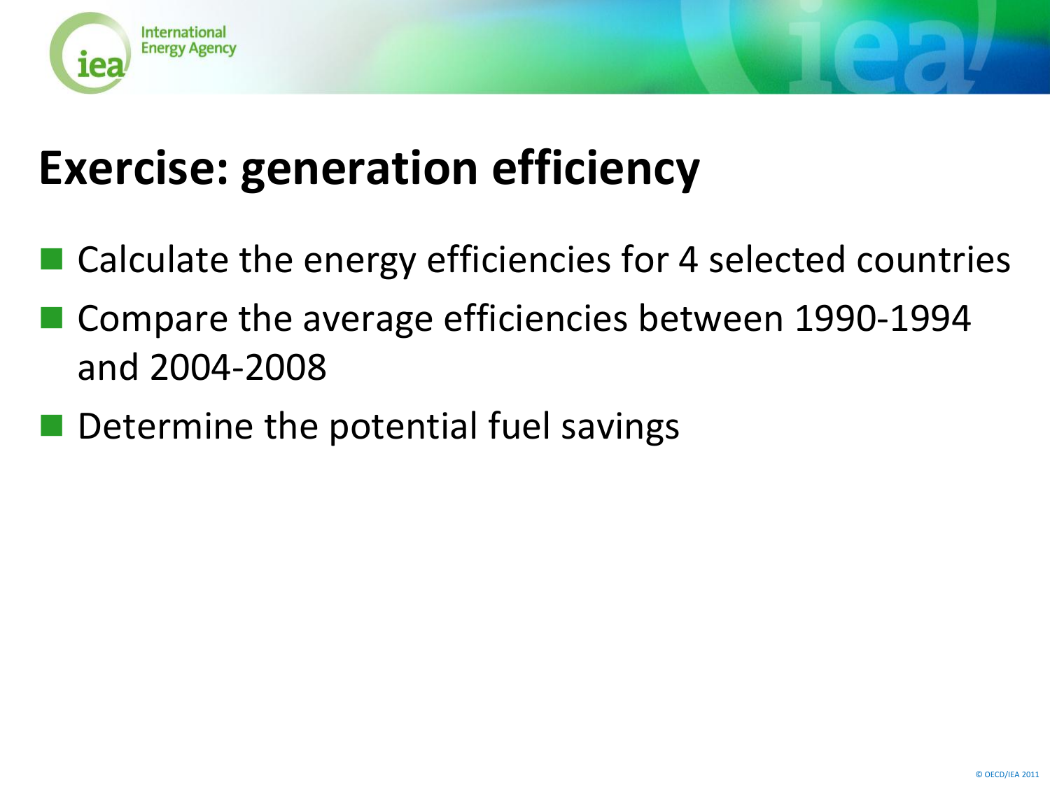# Exercise: generation efficiency

- Calculate the energy efficiencies for 4 selected countries
- Compare the average efficiencies between 1990-1994 and 2004-2008
- Determine the potential fuel savings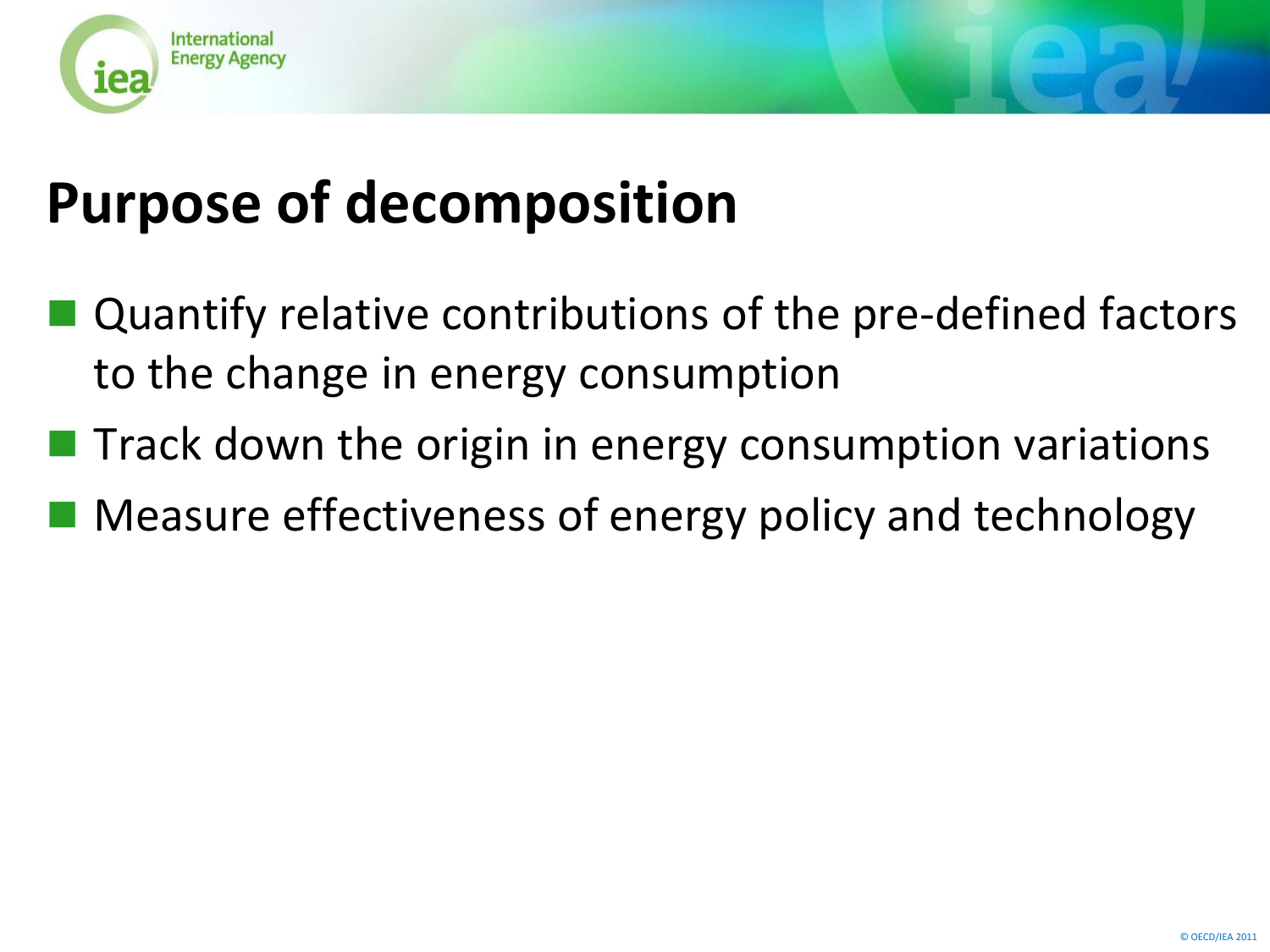# Purpose of decomposition

- Quantify relative contributions of the pre-defined factors to the change in energy consumption
- Track down the origin in energy consumption variations
- Measure effectiveness of energy policy and technology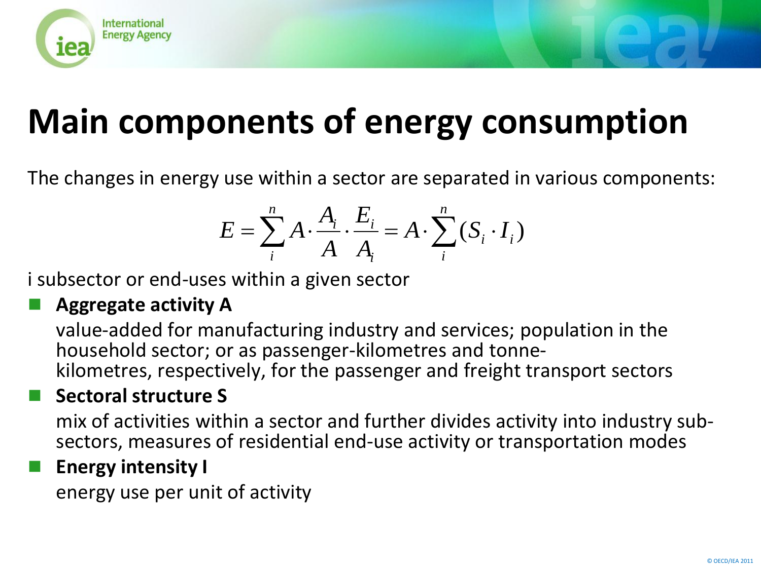# Main components of energy consumption

The changes in energy use within a sector are separated in various components:

$$E = \sum_{i}^{n} A \cdot \frac{A_i}{A} \cdot \frac{E_i}{A_i} = A \cdot \sum_{i}^{n} (S_i \cdot I_i)$$

i subsector or end-uses within a given sector

- **Aggregate activity A**

  value-added for manufacturing industry and services; population in the household sector; or as passenger-kilometres and tonne-kilometres, respectively, for the passenger and freight transport sectors

- **Sectoral structure S**

  mix of activities within a sector and further divides activity into industry sub-sectors, measures of residential end-use activity or transportation modes

- **Energy intensity I**

  energy use per unit of activity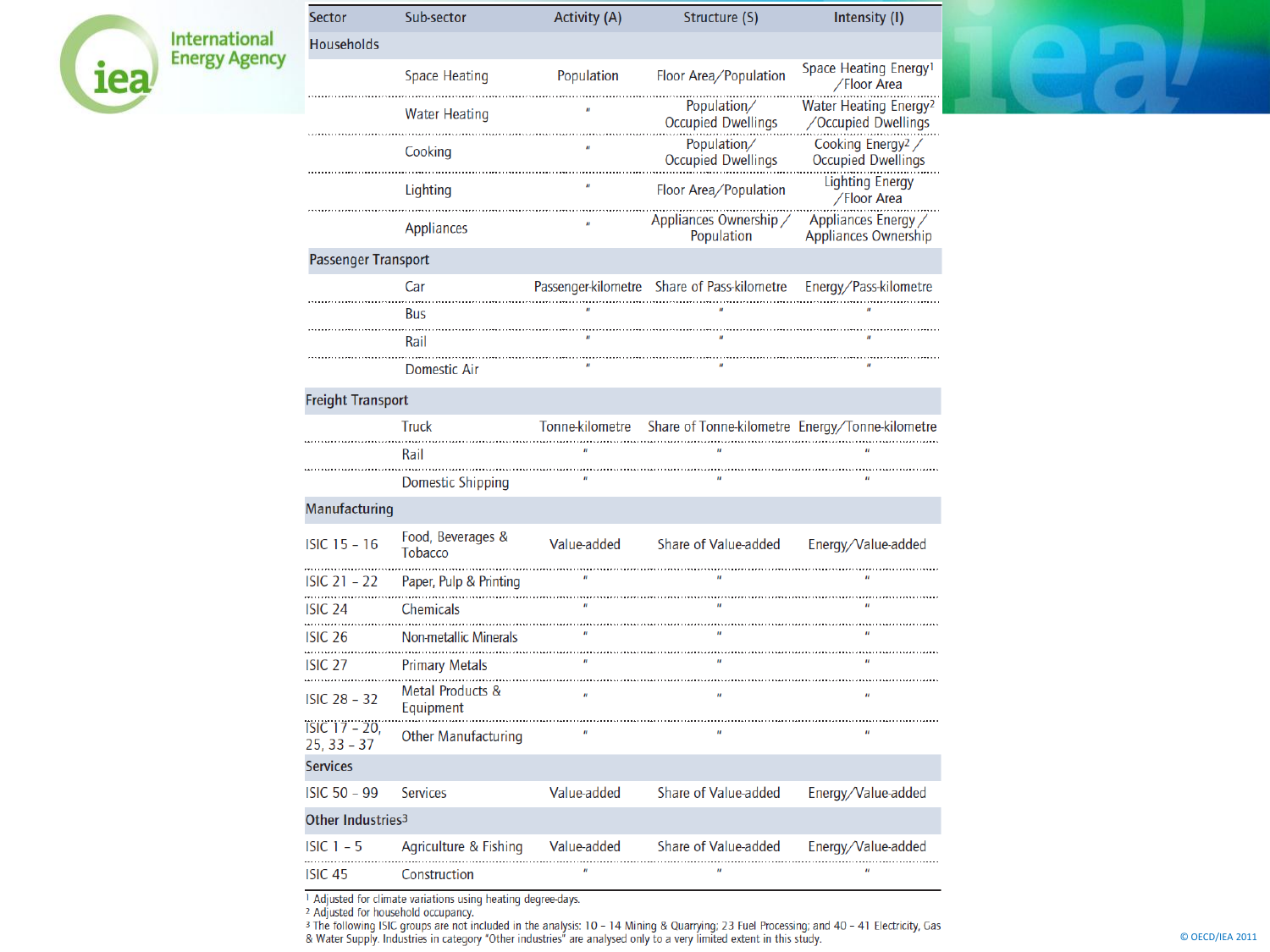| Sector | Sub-sector | Activity (A) | Structure (S) | Intensity (I) |
|---|---|---|---|---|
| Households | | | | |
| | Space Heating | Population | Floor Area/Population | Space Heating Energy[1] /Floor Area |
| | Water Heating | " | Population/ Occupied Dwellings | Water Heating Energy[2] /Occupied Dwellings |
| | Cooking | " | Population/ Occupied Dwellings | Cooking Energy[2] / Occupied Dwellings |
| | Lighting | " | Floor Area/Population | Lighting Energy /Floor Area |
| | Appliances | " | Appliances Ownership / Population | Appliances Energy / Appliances Ownership |
| Passenger Transport | | | | |
| | Car | Passenger-kilometre | Share of Pass-kilometre | Energy/Pass-kilometre |
| | Bus | " | " | " |
| | Rail | " | " | " |
| | Domestic Air | " | " | " |
| Freight Transport | | | | |
| | Truck | Tonne-kilometre | Share of Tonne-kilometre | Energy/Tonne-kilometre |
| | Rail | " | " | " |
| | Domestic Shipping | " | " | " |
| Manufacturing | | | | |
| ISIC 15 – 16 | Food, Beverages & Tobacco | Value-added | Share of Value-added | Energy/Value-added |
| ISIC 21 – 22 | Paper, Pulp & Printing | " | " | " |
| ISIC 24 | Chemicals | " | " | " |
| ISIC 26 | Non-metallic Minerals | " | " | " |
| ISIC 27 | Primary Metals | " | " | " |
| ISIC 28 – 32 | Metal Products & Equipment | " | " | " |
| ISIC 17 – 20, 25, 33 – 37 | Other Manufacturing | " | " | " |
| Services | | | | |
| ISIC 50 – 99 | Services | Value-added | Share of Value-added | Energy/Value-added |
| Other Industries[3] | | | | |
| ISIC 1 – 5 | Agriculture & Fishing | Value-added | Share of Value-added | Energy/Value-added |
| ISIC 45 | Construction | " | " | " |

[1] Adjusted for climate variations using heating degree-days.
[2] Adjusted for household occupancy.
[3] The following ISIC groups are not included in the analysis: 10 – 14 Mining & Quarrying; 23 Fuel Processing; and 40 – 41 Electricity, Gas & Water Supply. Industries in category "Other industries" are analysed only to a very limited extent in this study.

© OECD/IEA 2011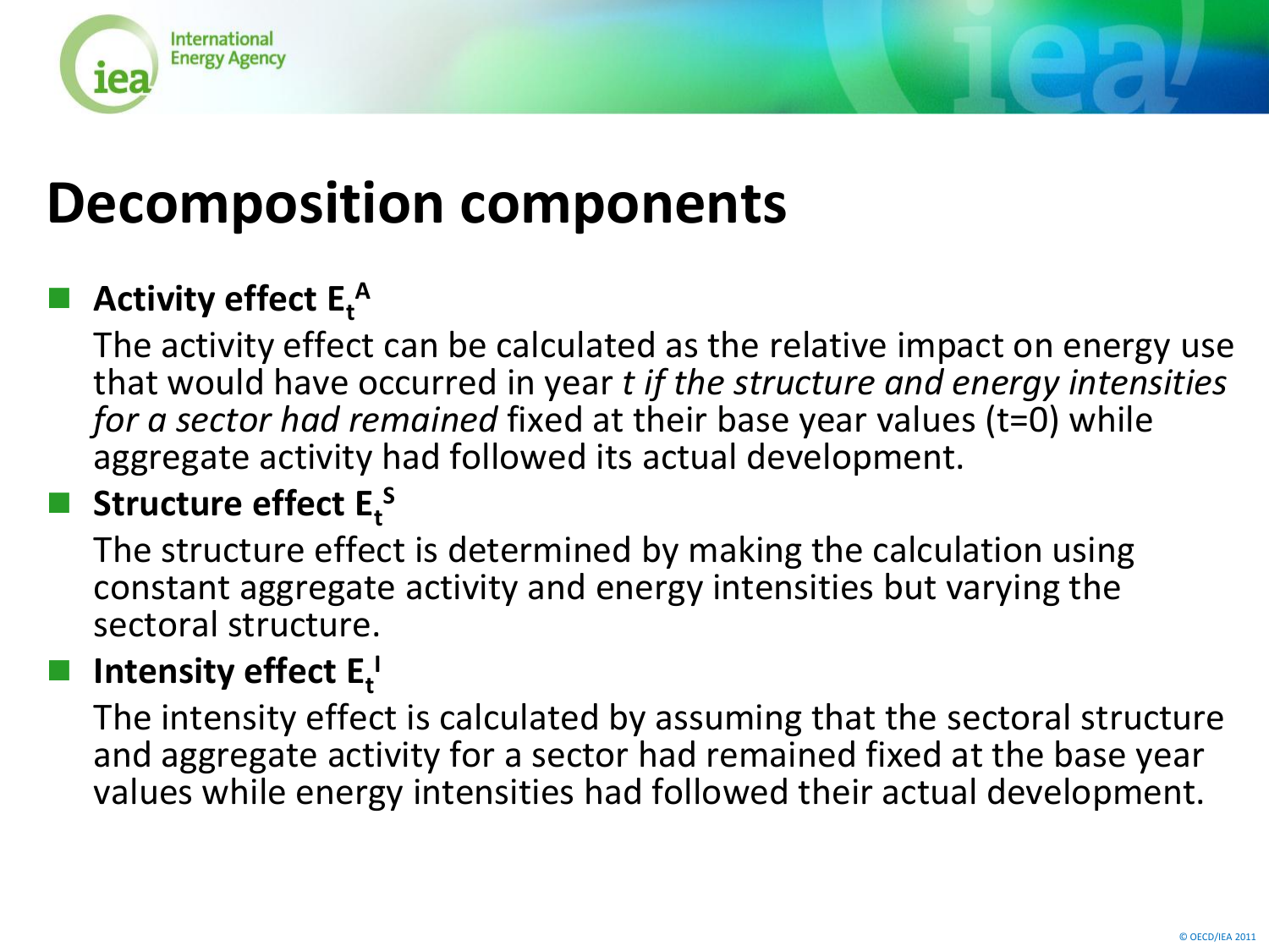# Decomposition components

- **Activity effect $E_t^A$**

  The activity effect can be calculated as the relative impact on energy use that would have occurred in year *t if the structure and energy intensities for a sector had remained* fixed at their base year values (t=0) while aggregate activity had followed its actual development.

- **Structure effect $E_t^S$**

  The structure effect is determined by making the calculation using constant aggregate activity and energy intensities but varying the sectoral structure.

- **Intensity effect $E_t^I$**

  The intensity effect is calculated by assuming that the sectoral structure and aggregate activity for a sector had remained fixed at the base year values while energy intensities had followed their actual development.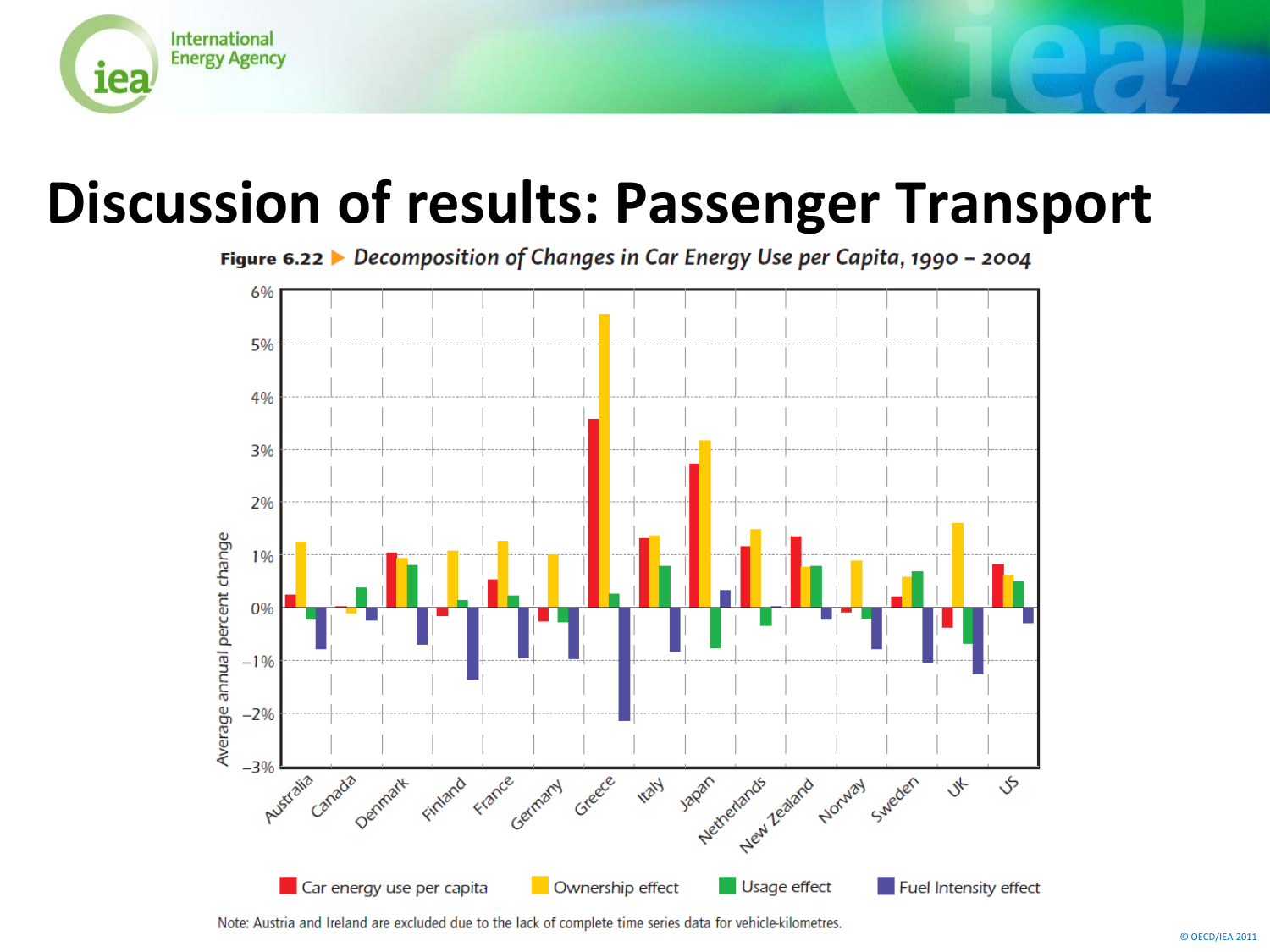# Discussion of results: Passenger Transport

**Figure 6.22** ▶ *Decomposition of Changes in Car Energy Use per Capita, 1990 – 2004*

Note: Austria and Ireland are excluded due to the lack of complete time series data for vehicle-kilometres.

© OECD/IEA 2011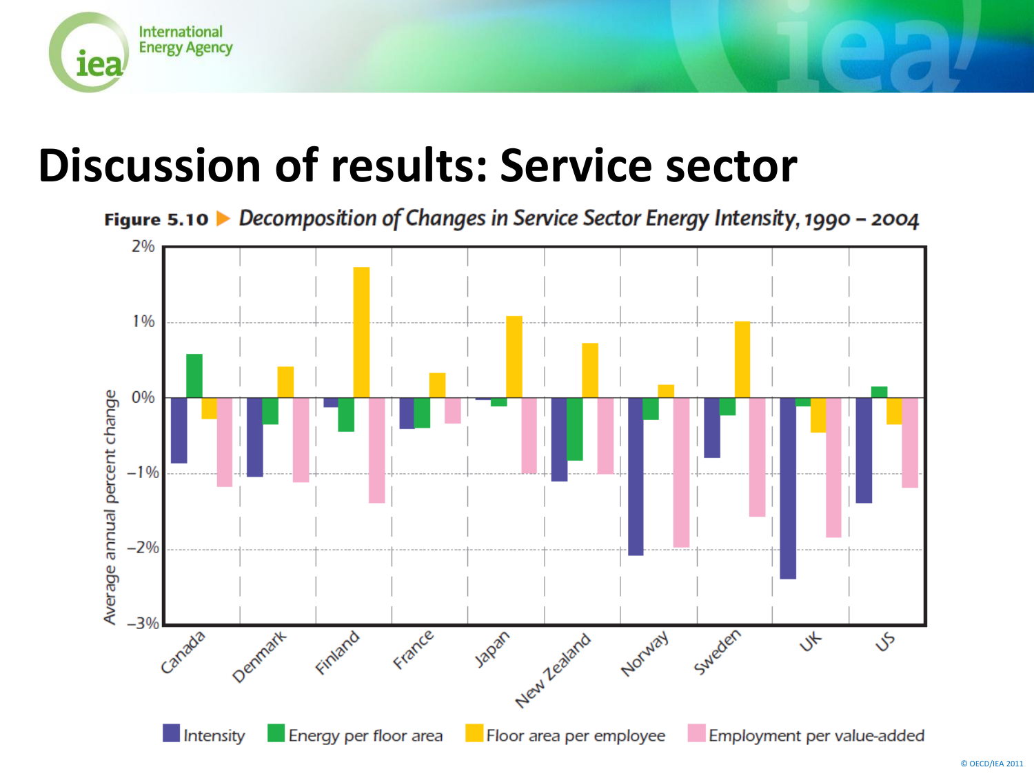# Discussion of results: Service sector

**Figure 5.10** ▶ *Decomposition of Changes in Service Sector Energy Intensity, 1990 – 2004*

© OECD/IEA 2011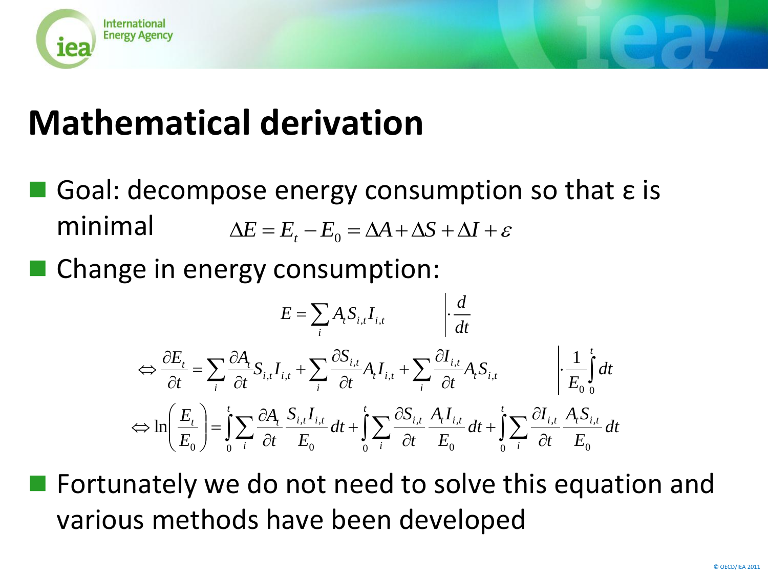# Mathematical derivation

- Goal: decompose energy consumption so that ε is minimal $\Delta E = E_t - E_0 = \Delta A + \Delta S + \Delta I + \varepsilon$
- Change in energy consumption:

$$E = \sum_i A_t S_{i,t} I_{i,t} \qquad \left| \cdot \frac{d}{dt} \right.$$

$$\Leftrightarrow \frac{\partial E_t}{\partial t} = \sum_i \frac{\partial A_t}{\partial t} S_{i,t} I_{i,t} + \sum_i \frac{\partial S_{i,t}}{\partial t} A_t I_{i,t} + \sum_i \frac{\partial I_{i,t}}{\partial t} A_t S_{i,t} \qquad \left| \cdot \frac{1}{E_0} \int_0^t dt \right.$$

$$\Leftrightarrow \ln\left(\frac{E_t}{E_0}\right) = \int_0^t \sum_i \frac{\partial A_t}{\partial t} \frac{S_{i,t} I_{i,t}}{E_0} dt + \int_0^t \sum_i \frac{\partial S_{i,t}}{\partial t} \frac{A_t I_{i,t}}{E_0} dt + \int_0^t \sum_i \frac{\partial I_{i,t}}{\partial t} \frac{A_t S_{i,t}}{E_0} dt$$

- Fortunately we do not need to solve this equation and various methods have been developed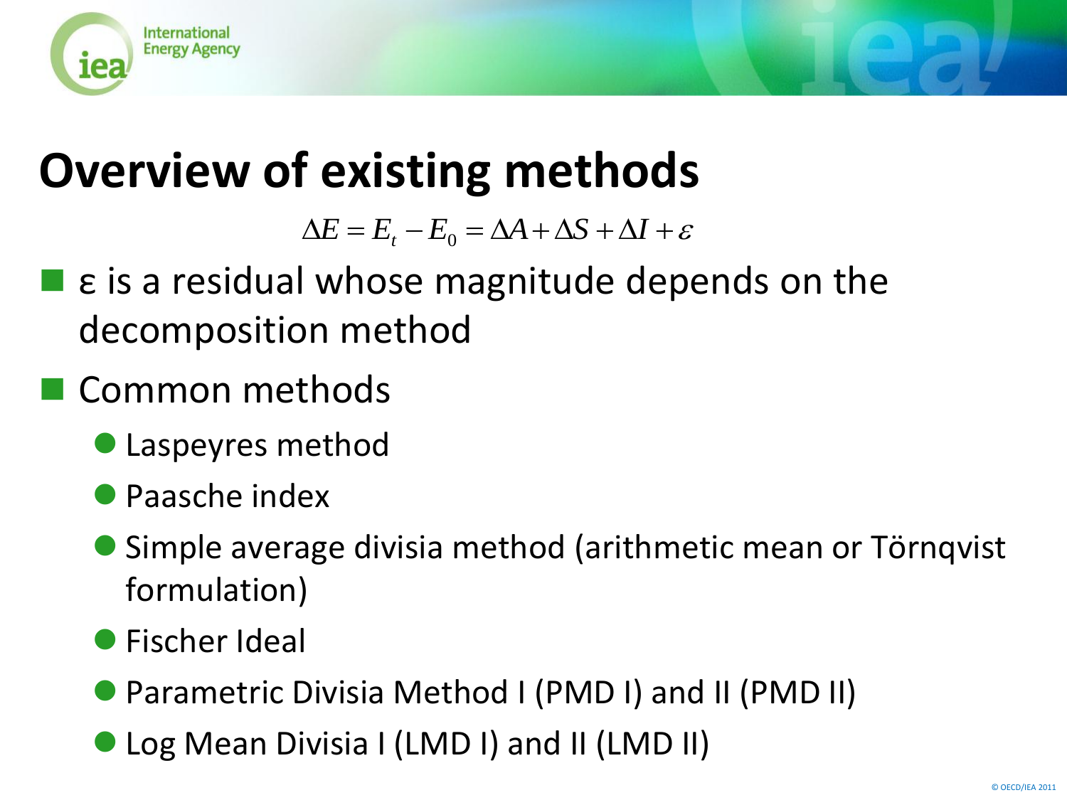# Overview of existing methods

$$\Delta E = E_t - E_0 = \Delta A + \Delta S + \Delta I + \varepsilon$$

- ε is a residual whose magnitude depends on the decomposition method
- Common methods
  - Laspeyres method
  - Paasche index
  - Simple average divisia method (arithmetic mean or Törnqvist formulation)
  - Fischer Ideal
  - Parametric Divisia Method I (PMD I) and II (PMD II)
  - Log Mean Divisia I (LMD I) and II (LMD II)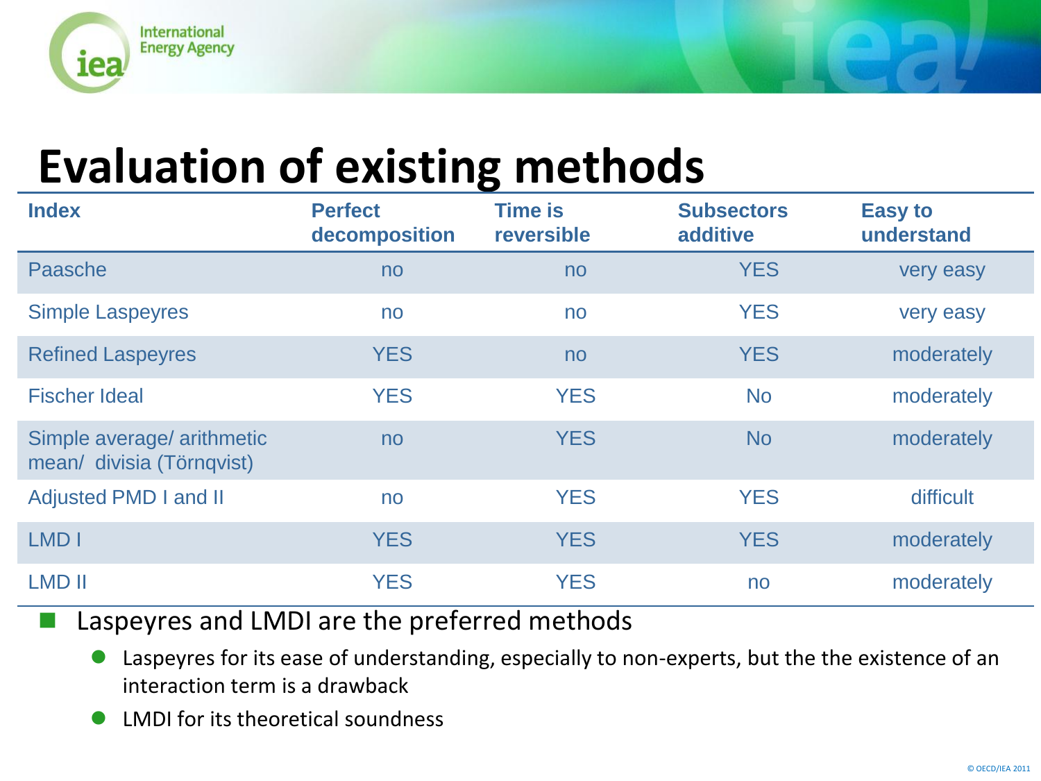# Evaluation of existing methods

| Index | Perfect decomposition | Time is reversible | Subsectors additive | Easy to understand |
| --- | --- | --- | --- | --- |
| Paasche | no | no | YES | very easy |
| Simple Laspeyres | no | no | YES | very easy |
| Refined Laspeyres | YES | no | YES | moderately |
| Fischer Ideal | YES | YES | No | moderately |
| Simple average/ arithmetic mean/ divisia (Törnqvist) | no | YES | No | moderately |
| Adjusted PMD I and II | no | YES | YES | difficult |
| LMD I | YES | YES | YES | moderately |
| LMD II | YES | YES | no | moderately |

- Laspeyres and LMDI are the preferred methods
  - Laspeyres for its ease of understanding, especially to non-experts, but the the existence of an interaction term is a drawback
  - LMDI for its theoretical soundness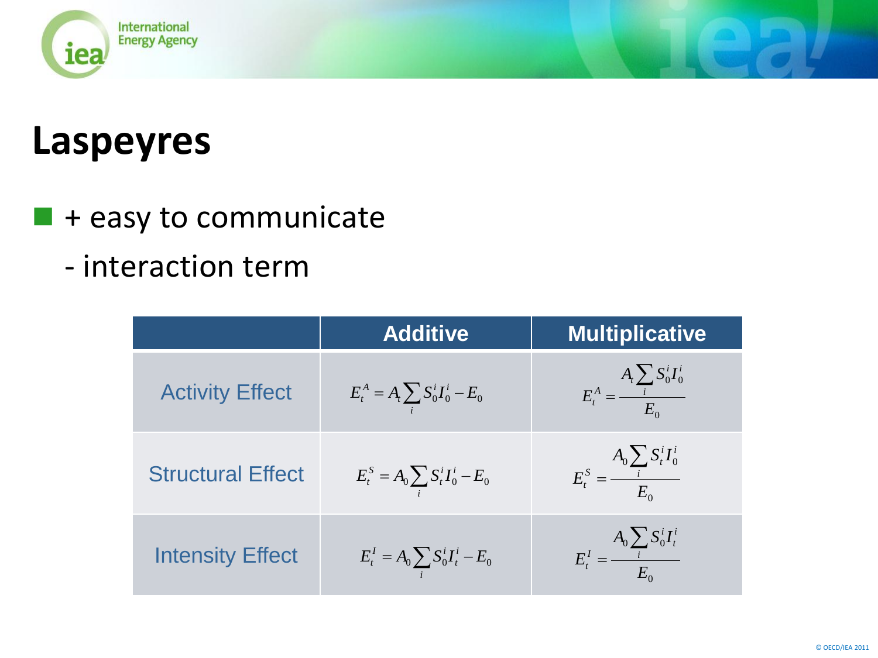# Laspeyres

- + easy to communicate
  - interaction term

| | Additive | Multiplicative |
|---|---|---|
| Activity Effect | $E_t^A = A_t \sum_i S_0^i I_0^i - E_0$ | $E_t^A = \dfrac{A_t \sum_i S_0^i I_0^i}{E_0}$ |
| Structural Effect | $E_t^S = A_0 \sum_i S_t^i I_0^i - E_0$ | $E_t^S = \dfrac{A_0 \sum_i S_t^i I_0^i}{E_0}$ |
| Intensity Effect | $E_t^I = A_0 \sum_i S_0^i I_t^i - E_0$ | $E_t^I = \dfrac{A_0 \sum_i S_0^i I_t^i}{E_0}$ |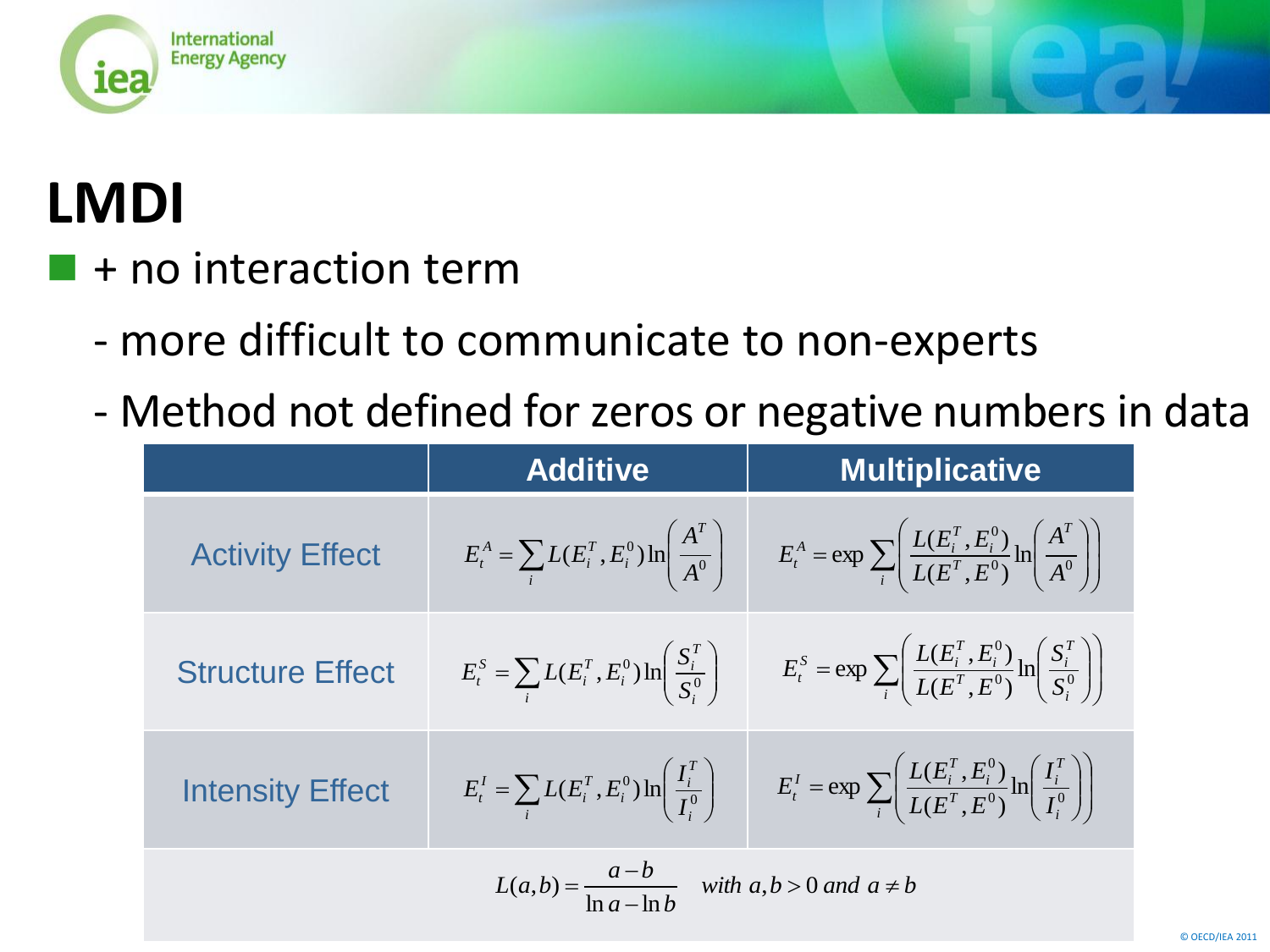# LMDI

- + no interaction term
  - more difficult to communicate to non-experts
  - Method not defined for zeros or negative numbers in data

| | Additive | Multiplicative |
|---|---|---|
| Activity Effect | $E_t^A = \sum_i L(E_i^T, E_i^0) \ln\left(\frac{A^T}{A^0}\right)$ | $E_t^A = \exp \sum_i \left( \frac{L(E_i^T, E_i^0)}{L(E^T, E^0)} \ln\left(\frac{A^T}{A^0}\right) \right)$ |
| Structure Effect | $E_t^S = \sum_i L(E_i^T, E_i^0) \ln\left(\frac{S_i^T}{S_i^0}\right)$ | $E_t^S = \exp \sum_i \left( \frac{L(E_i^T, E_i^0)}{L(E^T, E^0)} \ln\left(\frac{S_i^T}{S_i^0}\right) \right)$ |
| Intensity Effect | $E_t^I = \sum_i L(E_i^T, E_i^0) \ln\left(\frac{I_i^T}{I_i^0}\right)$ | $E_t^I = \exp \sum_i \left( \frac{L(E_i^T, E_i^0)}{L(E^T, E^0)} \ln\left(\frac{I_i^T}{I_i^0}\right) \right)$ |

$$L(a,b) = \frac{a-b}{\ln a - \ln b} \quad \text{with } a,b > 0 \text{ and } a \neq b$$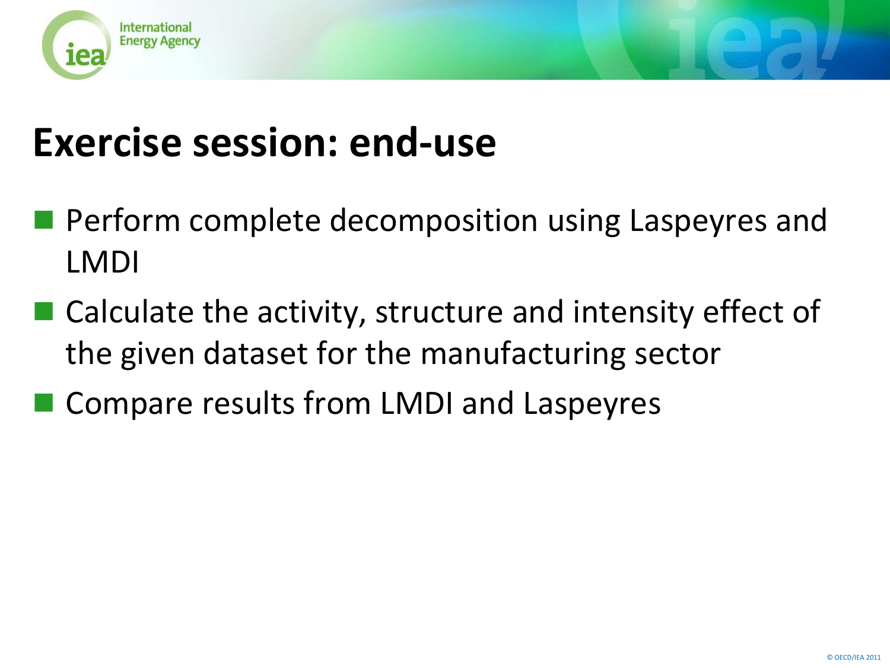# Exercise session: end-use

- Perform complete decomposition using Laspeyres and LMDI
- Calculate the activity, structure and intensity effect of the given dataset for the manufacturing sector
- Compare results from LMDI and Laspeyres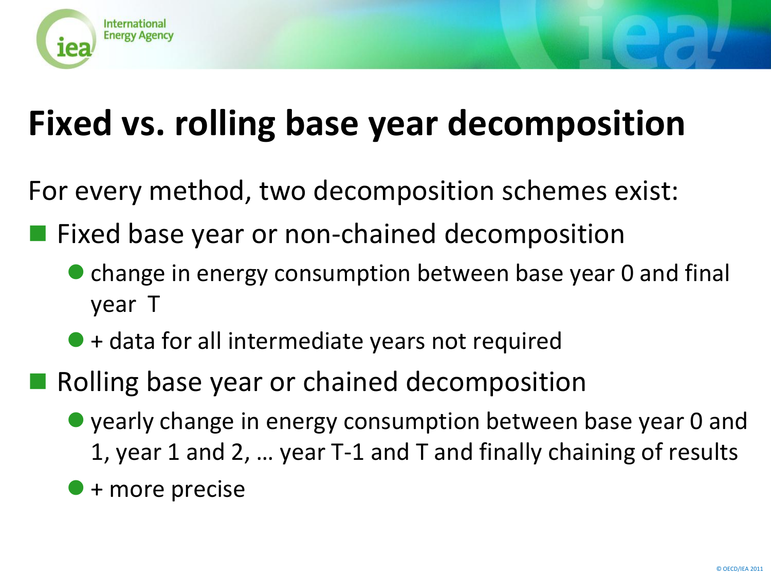# Fixed vs. rolling base year decomposition

For every method, two decomposition schemes exist:

- Fixed base year or non-chained decomposition
  - change in energy consumption between base year 0 and final year T
  - + data for all intermediate years not required
- Rolling base year or chained decomposition
  - yearly change in energy consumption between base year 0 and 1, year 1 and 2, … year T-1 and T and finally chaining of results
  - + more precise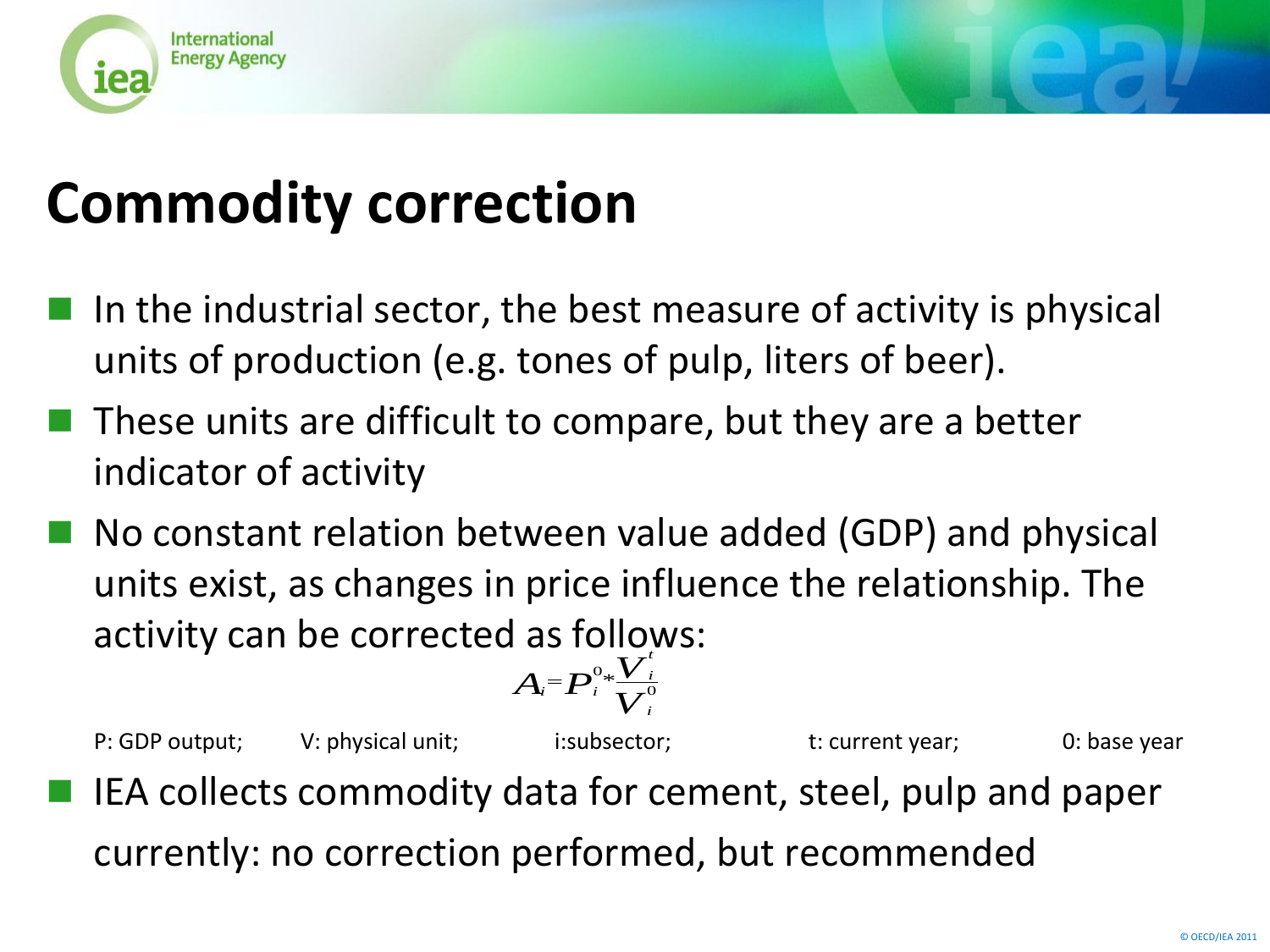# Commodity correction

- In the industrial sector, the best measure of activity is physical units of production (e.g. tones of pulp, liters of beer).
- These units are difficult to compare, but they are a better indicator of activity
- No constant relation between value added (GDP) and physical units exist, as changes in price influence the relationship. The activity can be corrected as follows:

$$A_i = P_i^0 * \frac{V_i^t}{V_i^0}$$

P: GDP output; V: physical unit; i:subsector; t: current year; 0: base year

- IEA collects commodity data for cement, steel, pulp and paper currently: no correction performed, but recommended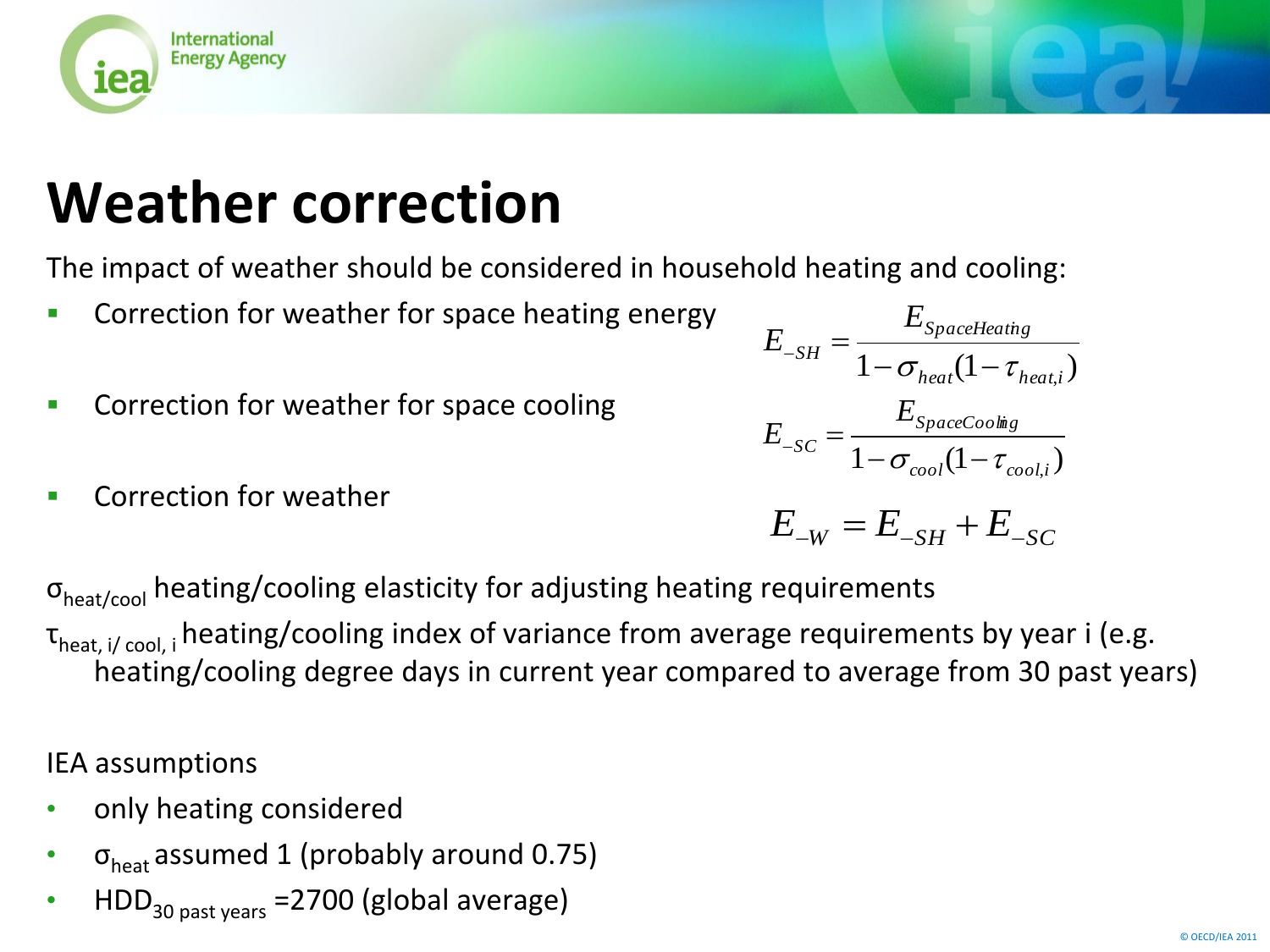# Weather correction

The impact of weather should be considered in household heating and cooling:

- Correction for weather for space heating energy

$$E_{-SH} = \frac{E_{SpaceHeating}}{1-\sigma_{heat}(1-\tau_{heat,i})}$$

- Correction for weather for space cooling

$$E_{-SC} = \frac{E_{SpaceCooling}}{1-\sigma_{cool}(1-\tau_{cool,i})}$$

- Correction for weather

$$E_{-W} = E_{-SH} + E_{-SC}$$

$\sigma_{heat/cool}$ heating/cooling elasticity for adjusting heating requirements

$\tau_{heat,\,i/\,cool,\,i}$ heating/cooling index of variance from average requirements by year i (e.g. heating/cooling degree days in current year compared to average from 30 past years)

IEA assumptions

- only heating considered
- $\sigma_{heat}$ assumed 1 (probably around 0.75)
- $HDD_{30\ past\ years}$ =2700 (global average)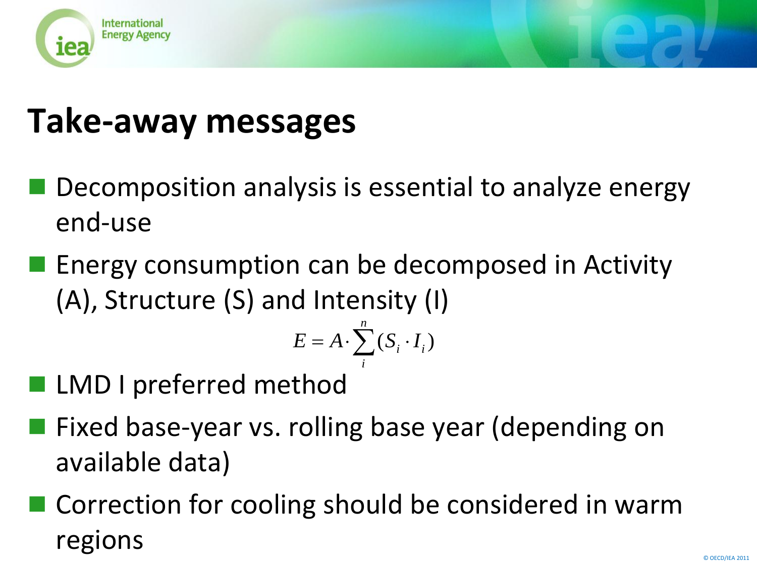# Take-away messages

- Decomposition analysis is essential to analyze energy end-use
- Energy consumption can be decomposed in Activity (A), Structure (S) and Intensity (I)

$$E = A \cdot \sum_{i}^{n} (S_i \cdot I_i)$$

- LMD I preferred method
- Fixed base-year vs. rolling base year (depending on available data)
- Correction for cooling should be considered in warm regions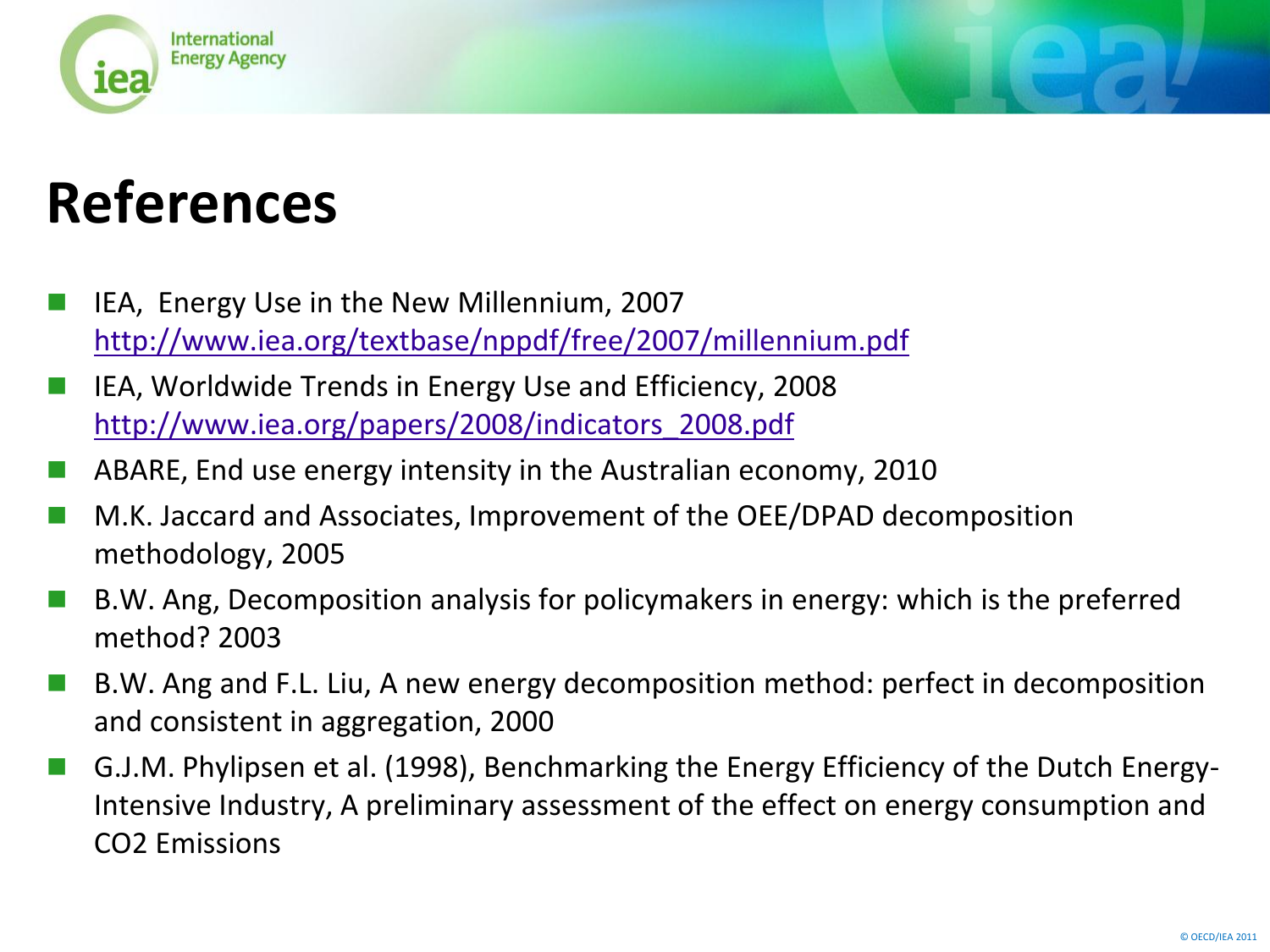# References

- IEA, Energy Use in the New Millennium, 2007
  http://www.iea.org/textbase/nppdf/free/2007/millennium.pdf
- IEA, Worldwide Trends in Energy Use and Efficiency, 2008
  http://www.iea.org/papers/2008/indicators_2008.pdf
- ABARE, End use energy intensity in the Australian economy, 2010
- M.K. Jaccard and Associates, Improvement of the OEE/DPAD decomposition methodology, 2005
- B.W. Ang, Decomposition analysis for policymakers in energy: which is the preferred method? 2003
- B.W. Ang and F.L. Liu, A new energy decomposition method: perfect in decomposition and consistent in aggregation, 2000
- G.J.M. Phylipsen et al. (1998), Benchmarking the Energy Efficiency of the Dutch Energy-Intensive Industry, A preliminary assessment of the effect on energy consumption and $CO_2$ Emissions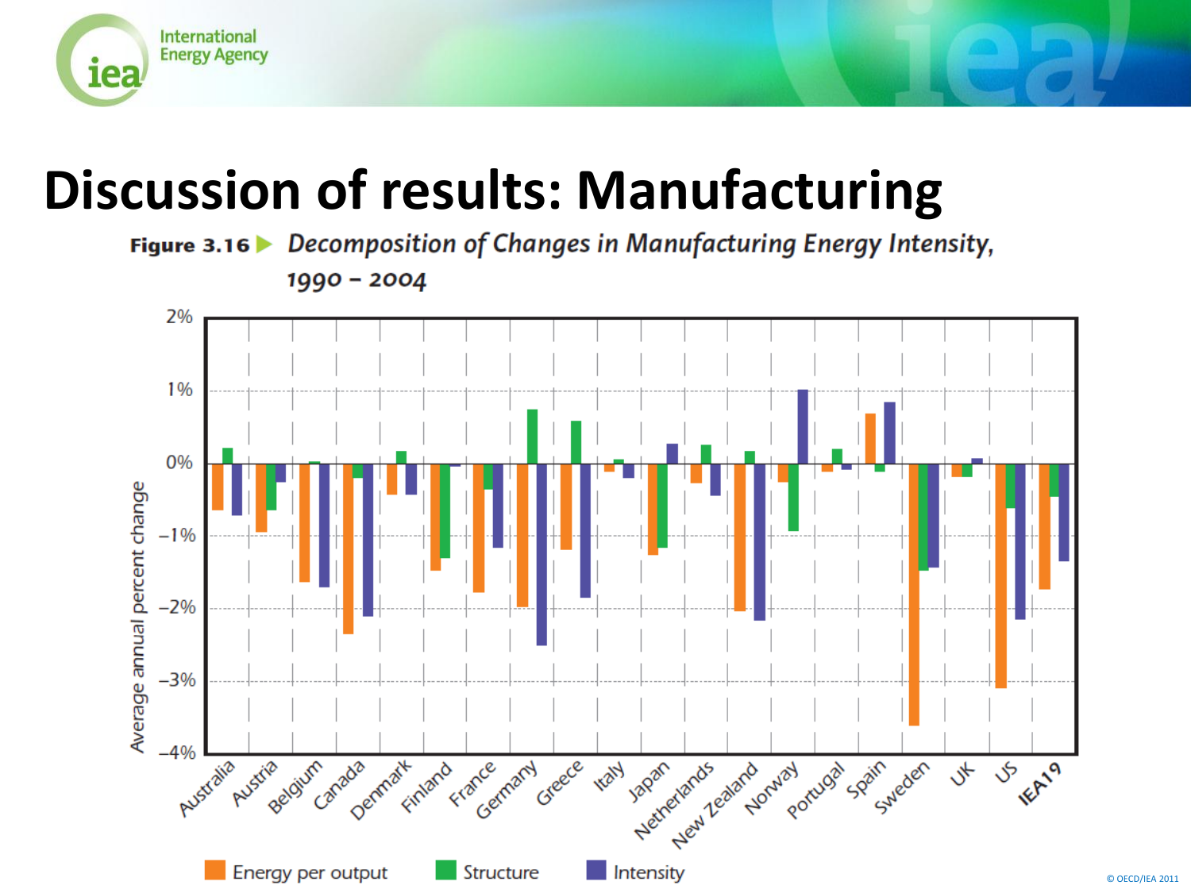# Discussion of results: Manufacturing

**Figure 3.16** *Decomposition of Changes in Manufacturing Energy Intensity, 1990 – 2004*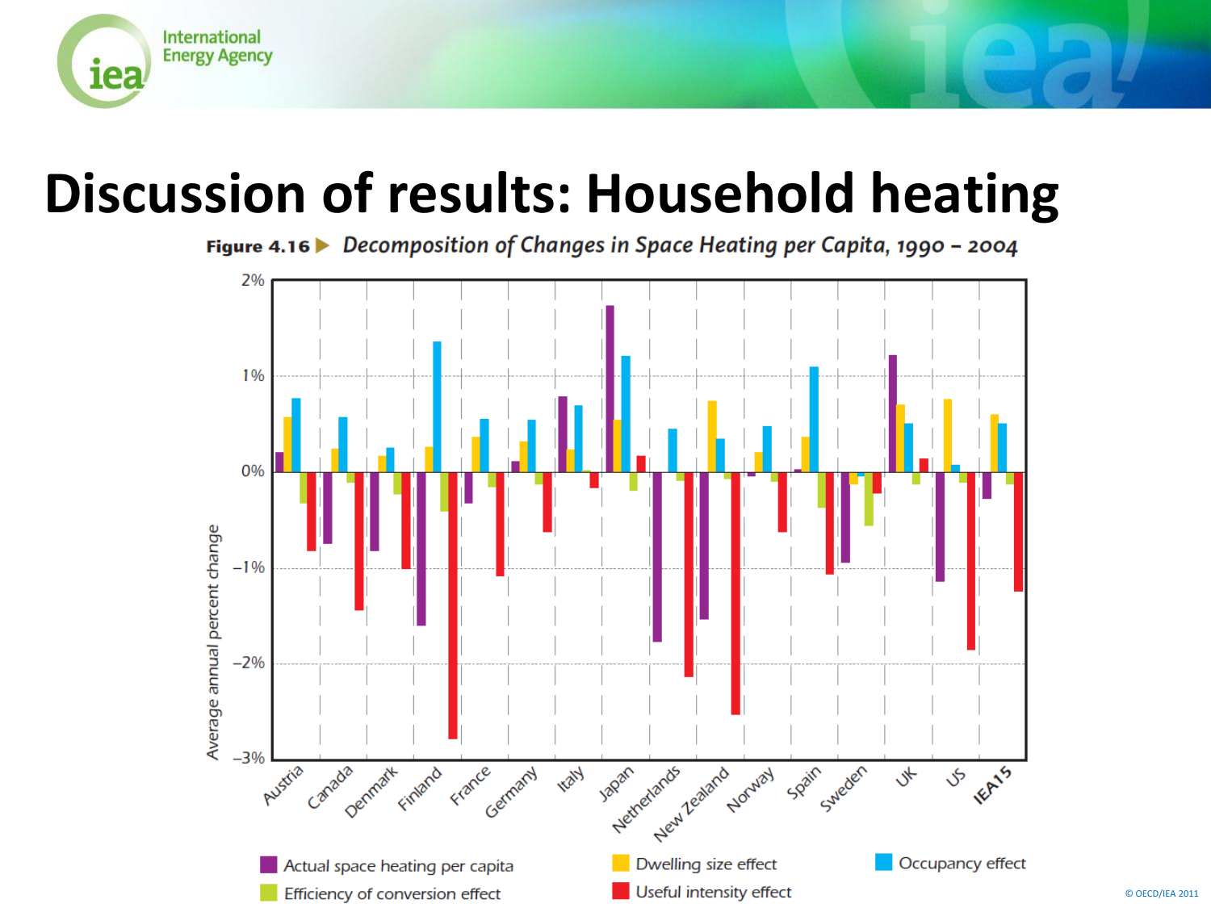# Discussion of results: Household heating

**Figure 4.16** ▶ *Decomposition of Changes in Space Heating per Capita, 1990 – 2004*

Average annual percent change

2%
1%
0%
−1%
−2%
−3%

Austria
Canada
Denmark
Finland
France
Germany
Italy
Japan
Netherlands
New Zealand
Norway
Spain
Sweden
UK
US
**IEA15**

Actual space heating per capita
Efficiency of conversion effect
Dwelling size effect
Useful intensity effect
Occupancy effect

© OECD/IEA 2011